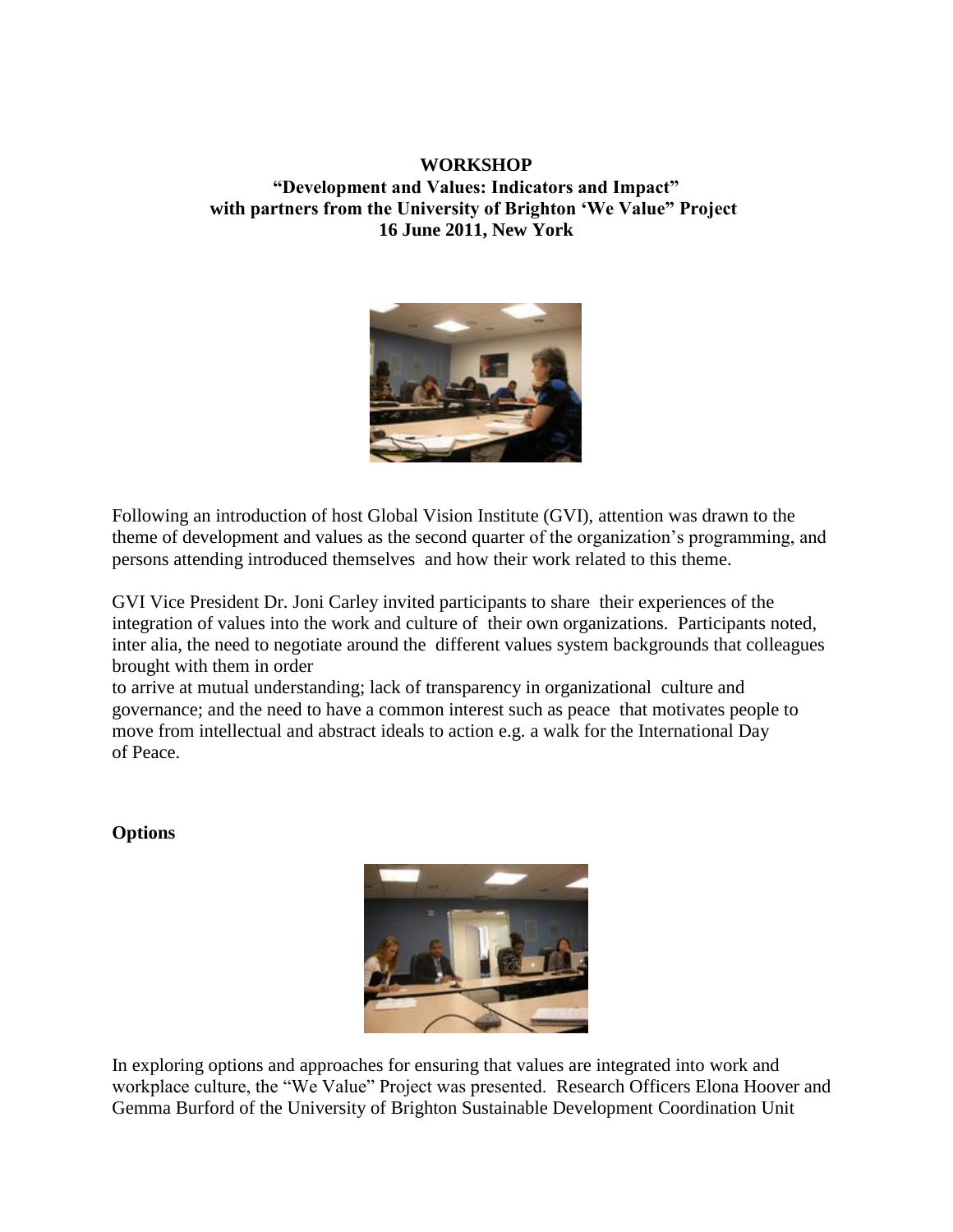**WORKSHOP**
**"Development and Values: Indicators and Impact"**
**with partners from the University of Brighton 'We Value" Project**
**16 June 2011, New York**

Following an introduction of host Global Vision Institute (GVI), attention was drawn to the theme of development and values as the second quarter of the organization's programming, and persons attending introduced themselves and how their work related to this theme.

GVI Vice President Dr. Joni Carley invited participants to share their experiences of the integration of values into the work and culture of their own organizations. Participants noted, inter alia, the need to negotiate around the different values system backgrounds that colleagues brought with them in order to arrive at mutual understanding; lack of transparency in organizational culture and governance; and the need to have a common interest such as peace that motivates people to move from intellectual and abstract ideals to action e.g. a walk for the International Day of Peace.

## Options

In exploring options and approaches for ensuring that values are integrated into work and workplace culture, the "We Value" Project was presented. Research Officers Elona Hoover and Gemma Burford of the University of Brighton Sustainable Development Coordination Unit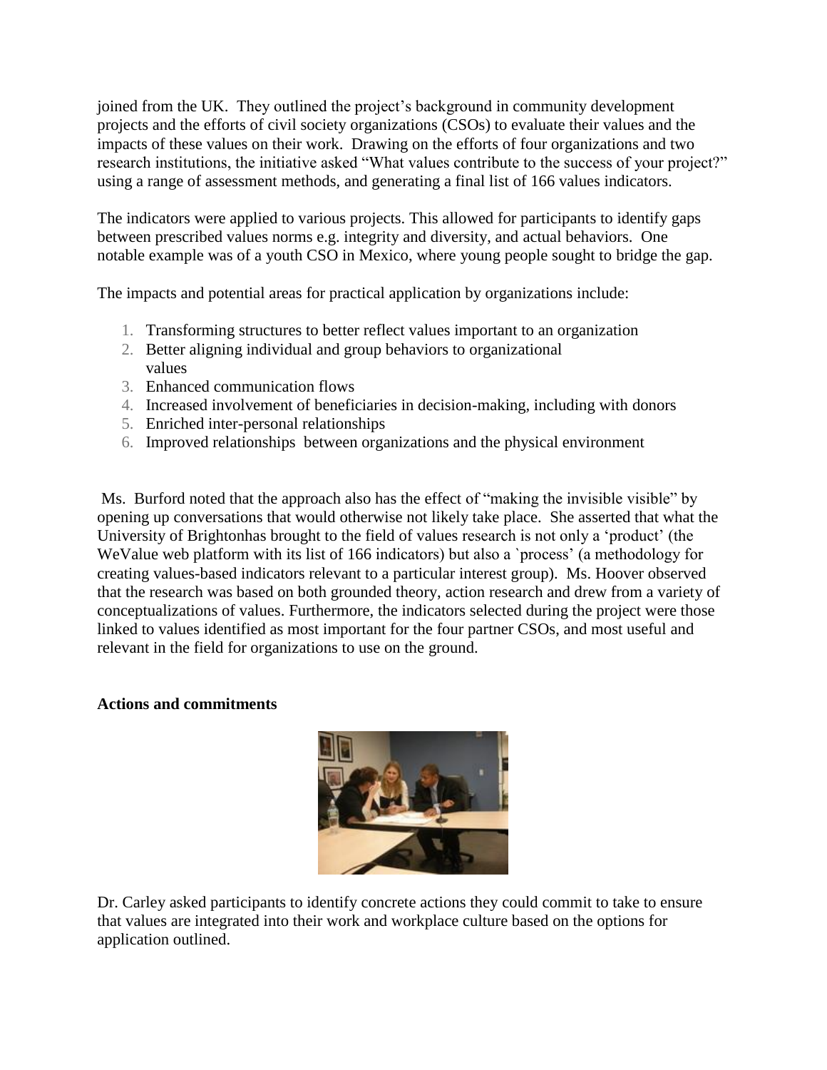joined from the UK. They outlined the project's background in community development projects and the efforts of civil society organizations (CSOs) to evaluate their values and the impacts of these values on their work. Drawing on the efforts of four organizations and two research institutions, the initiative asked "What values contribute to the success of your project?" using a range of assessment methods, and generating a final list of 166 values indicators.

The indicators were applied to various projects. This allowed for participants to identify gaps between prescribed values norms e.g. integrity and diversity, and actual behaviors. One notable example was of a youth CSO in Mexico, where young people sought to bridge the gap.

The impacts and potential areas for practical application by organizations include:

1. Transforming structures to better reflect values important to an organization
2. Better aligning individual and group behaviors to organizational values
3. Enhanced communication flows
4. Increased involvement of beneficiaries in decision-making, including with donors
5. Enriched inter-personal relationships
6. Improved relationships between organizations and the physical environment

Ms. Burford noted that the approach also has the effect of "making the invisible visible" by opening up conversations that would otherwise not likely take place. She asserted that what the University of Brightonhas brought to the field of values research is not only a 'product' (the WeValue web platform with its list of 166 indicators) but also a `process' (a methodology for creating values-based indicators relevant to a particular interest group). Ms. Hoover observed that the research was based on both grounded theory, action research and drew from a variety of conceptualizations of values. Furthermore, the indicators selected during the project were those linked to values identified as most important for the four partner CSOs, and most useful and relevant in the field for organizations to use on the ground.

**Actions and commitments**

Dr. Carley asked participants to identify concrete actions they could commit to take to ensure that values are integrated into their work and workplace culture based on the options for application outlined.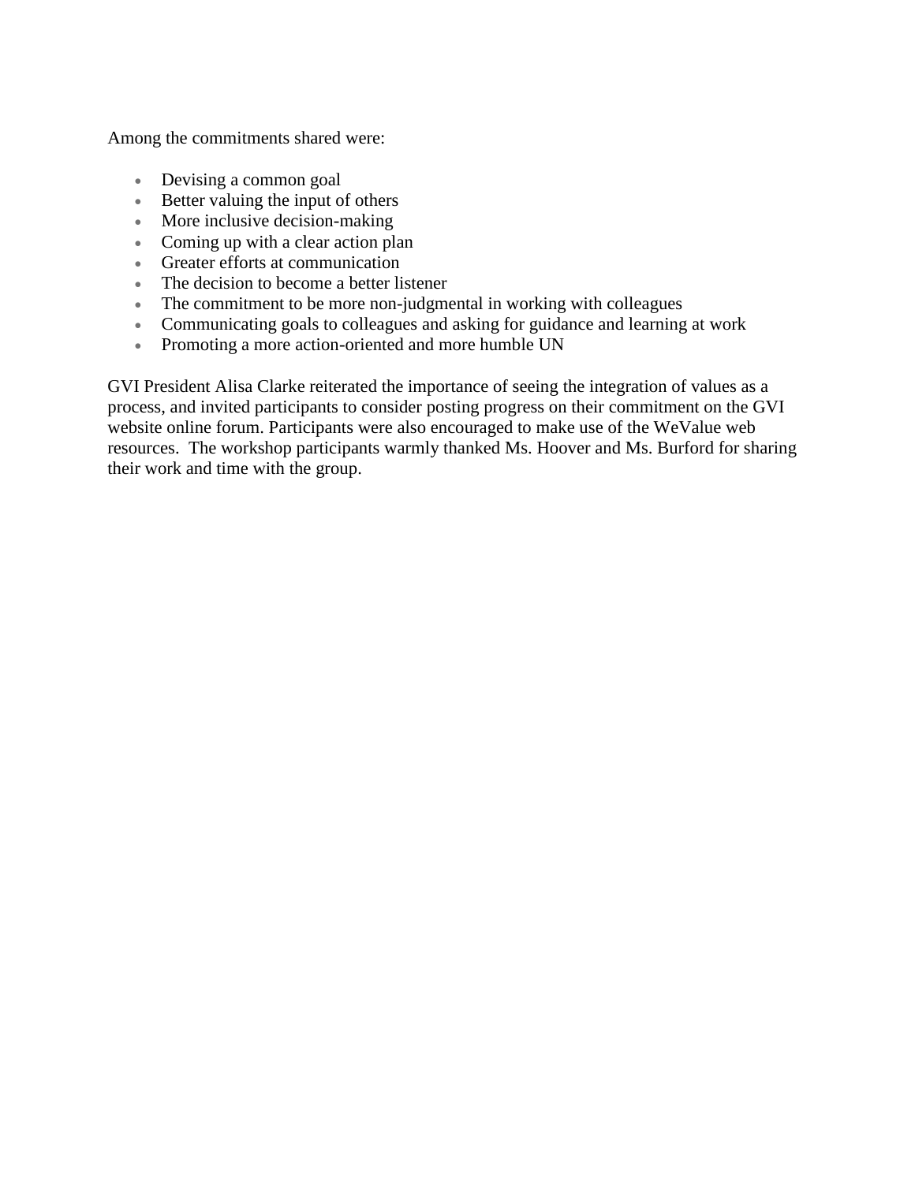Among the commitments shared were:

- Devising a common goal
- Better valuing the input of others
- More inclusive decision-making
- Coming up with a clear action plan
- Greater efforts at communication
- The decision to become a better listener
- The commitment to be more non-judgmental in working with colleagues
- Communicating goals to colleagues and asking for guidance and learning at work
- Promoting a more action-oriented and more humble UN

GVI President Alisa Clarke reiterated the importance of seeing the integration of values as a process, and invited participants to consider posting progress on their commitment on the GVI website online forum. Participants were also encouraged to make use of the WeValue web resources. The workshop participants warmly thanked Ms. Hoover and Ms. Burford for sharing their work and time with the group.